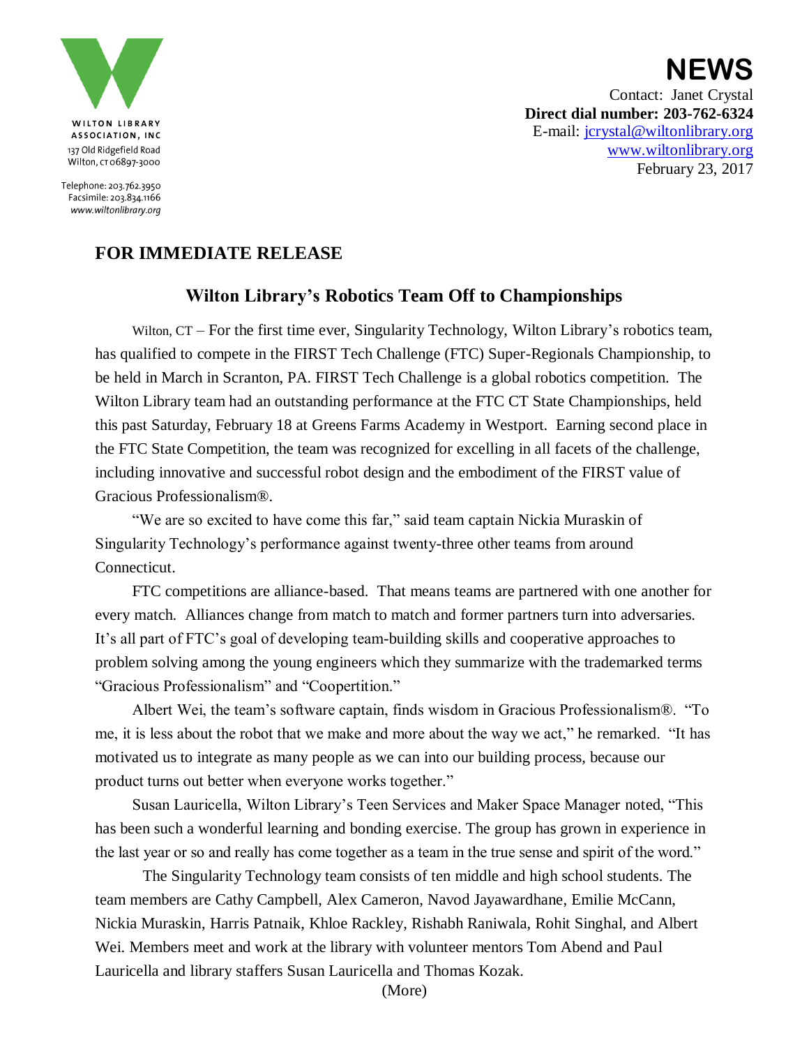WILTON LIBRARY ASSOCIATION, INC
137 Old Ridgefield Road
Wilton, CT 06897-3000

Telephone: 203.762.3950
Facsimile: 203.834.1166
www.wiltonlibrary.org

**NEWS**

Contact: Janet Crystal
**Direct dial number: 203-762-6324**
E-mail: jcrystal@wiltonlibrary.org
www.wiltonlibrary.org
February 23, 2017

## FOR IMMEDIATE RELEASE

### Wilton Library's Robotics Team Off to Championships

Wilton, CT – For the first time ever, Singularity Technology, Wilton Library's robotics team, has qualified to compete in the FIRST Tech Challenge (FTC) Super-Regionals Championship, to be held in March in Scranton, PA. FIRST Tech Challenge is a global robotics competition. The Wilton Library team had an outstanding performance at the FTC CT State Championships, held this past Saturday, February 18 at Greens Farms Academy in Westport. Earning second place in the FTC State Competition, the team was recognized for excelling in all facets of the challenge, including innovative and successful robot design and the embodiment of the FIRST value of Gracious Professionalism®.

"We are so excited to have come this far," said team captain Nickia Muraskin of Singularity Technology's performance against twenty-three other teams from around Connecticut.

FTC competitions are alliance-based. That means teams are partnered with one another for every match. Alliances change from match to match and former partners turn into adversaries. It's all part of FTC's goal of developing team-building skills and cooperative approaches to problem solving among the young engineers which they summarize with the trademarked terms "Gracious Professionalism" and "Coopertition."

Albert Wei, the team's software captain, finds wisdom in Gracious Professionalism®. "To me, it is less about the robot that we make and more about the way we act," he remarked. "It has motivated us to integrate as many people as we can into our building process, because our product turns out better when everyone works together."

Susan Lauricella, Wilton Library's Teen Services and Maker Space Manager noted, "This has been such a wonderful learning and bonding exercise. The group has grown in experience in the last year or so and really has come together as a team in the true sense and spirit of the word."

The Singularity Technology team consists of ten middle and high school students. The team members are Cathy Campbell, Alex Cameron, Navod Jayawardhane, Emilie McCann, Nickia Muraskin, Harris Patnaik, Khloe Rackley, Rishabh Raniwala, Rohit Singhal, and Albert Wei. Members meet and work at the library with volunteer mentors Tom Abend and Paul Lauricella and library staffers Susan Lauricella and Thomas Kozak.

(More)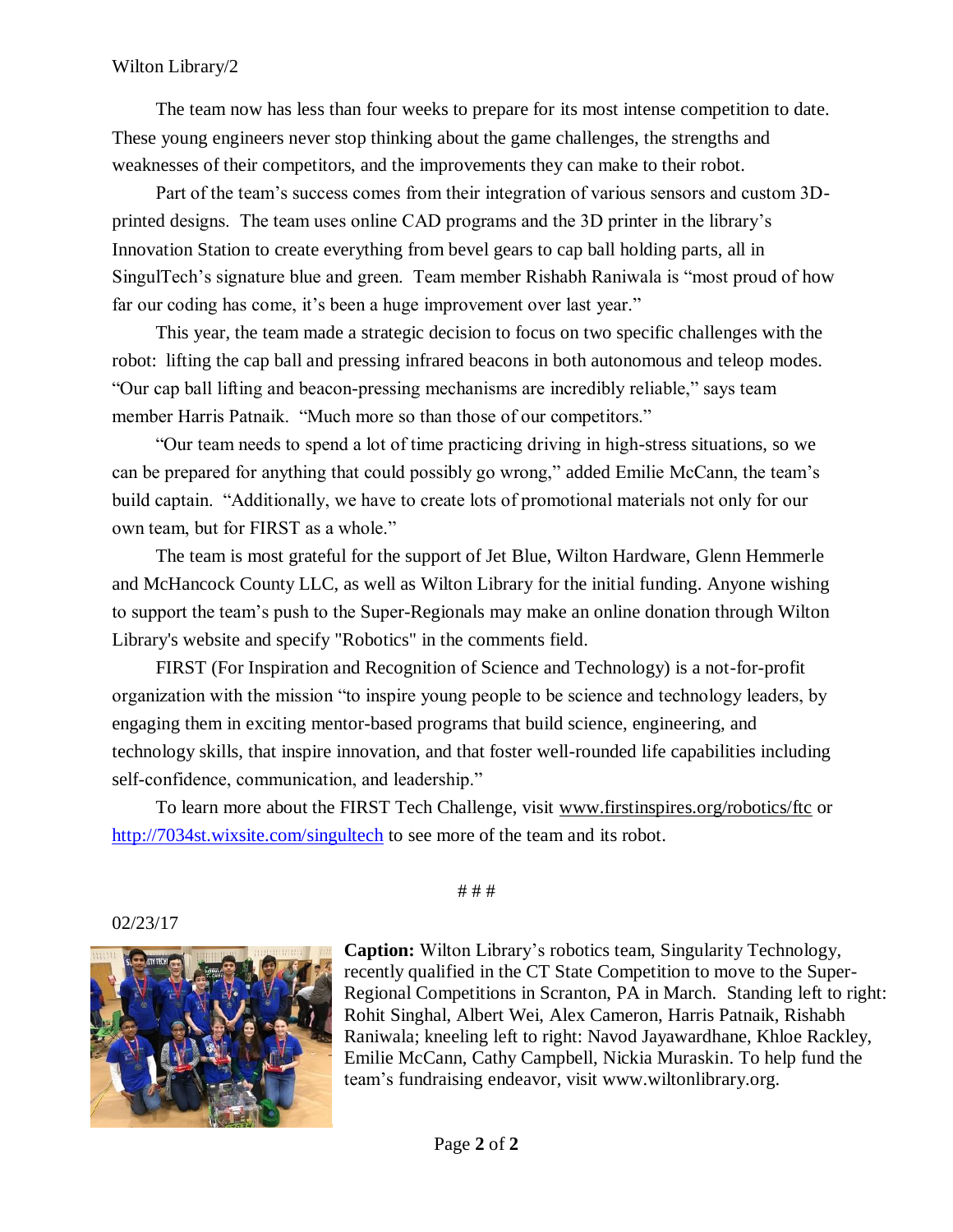The team now has less than four weeks to prepare for its most intense competition to date. These young engineers never stop thinking about the game challenges, the strengths and weaknesses of their competitors, and the improvements they can make to their robot.

Part of the team's success comes from their integration of various sensors and custom 3D-printed designs. The team uses online CAD programs and the 3D printer in the library's Innovation Station to create everything from bevel gears to cap ball holding parts, all in SingulTech's signature blue and green. Team member Rishabh Raniwala is "most proud of how far our coding has come, it's been a huge improvement over last year."

This year, the team made a strategic decision to focus on two specific challenges with the robot: lifting the cap ball and pressing infrared beacons in both autonomous and teleop modes. "Our cap ball lifting and beacon-pressing mechanisms are incredibly reliable," says team member Harris Patnaik. "Much more so than those of our competitors."

"Our team needs to spend a lot of time practicing driving in high-stress situations, so we can be prepared for anything that could possibly go wrong," added Emilie McCann, the team's build captain. "Additionally, we have to create lots of promotional materials not only for our own team, but for FIRST as a whole."

The team is most grateful for the support of Jet Blue, Wilton Hardware, Glenn Hemmerle and McHancock County LLC, as well as Wilton Library for the initial funding. Anyone wishing to support the team's push to the Super-Regionals may make an online donation through Wilton Library's website and specify "Robotics" in the comments field.

FIRST (For Inspiration and Recognition of Science and Technology) is a not-for-profit organization with the mission "to inspire young people to be science and technology leaders, by engaging them in exciting mentor-based programs that build science, engineering, and technology skills, that inspire innovation, and that foster well-rounded life capabilities including self-confidence, communication, and leadership."

To learn more about the FIRST Tech Challenge, visit www.firstinspires.org/robotics/ftc or http://7034st.wixsite.com/singultech to see more of the team and its robot.

# # #

02/23/17

**Caption:** Wilton Library's robotics team, Singularity Technology, recently qualified in the CT State Competition to move to the Super-Regional Competitions in Scranton, PA in March. Standing left to right: Rohit Singhal, Albert Wei, Alex Cameron, Harris Patnaik, Rishabh Raniwala; kneeling left to right: Navod Jayawardhane, Khloe Rackley, Emilie McCann, Cathy Campbell, Nickia Muraskin. To help fund the team's fundraising endeavor, visit www.wiltonlibrary.org.